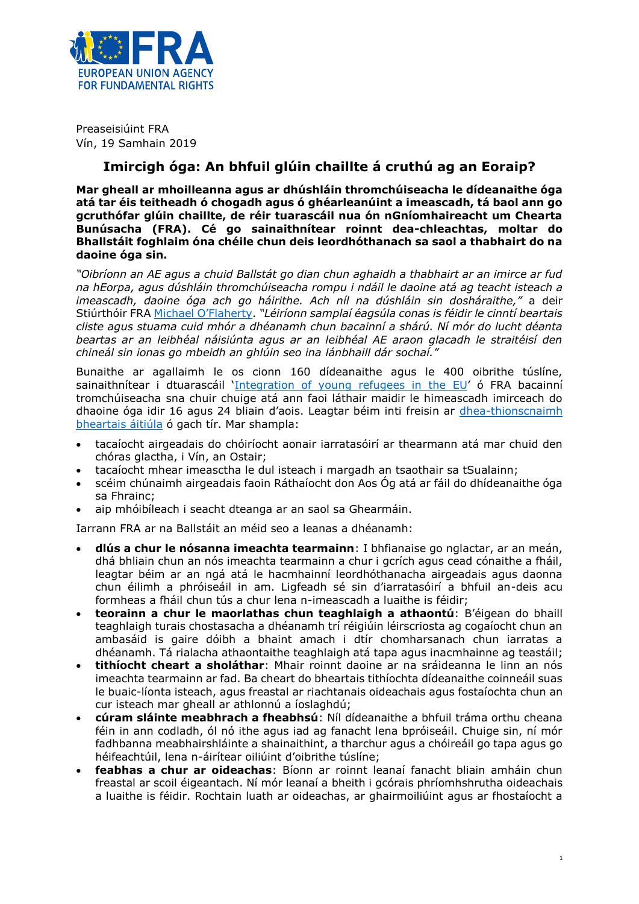Preaseisiúint FRA
Vín, 19 Samhain 2019

## Imircigh óga: An bhfuil glúin chaillte á cruthú ag an Eoraip?

**Mar gheall ar mhoilleanna agus ar dhúshláin thromchúiseacha le dídeanaithe óga atá tar éis teitheadh ó chogadh agus ó ghéarleanúint a imeascadh, tá baol ann go gcruthófar glúin chaillte, de réir tuarascáil nua ón nGníomhaireacht um Chearta Bunúsacha (FRA). Cé go sainaithnítear roinnt dea-chleachtas, moltar do Bhallstáit foghlaim óna chéile chun deis leordhóthanach sa saol a thabhairt do na daoine óga sin.**

*"Oibríonn an AE agus a chuid Ballstát go dian chun aghaidh a thabhairt ar an imirce ar fud na hEorpa, agus dúshláin thromchúiseacha rompu i ndáil le daoine atá ag teacht isteach a imeascadh, daoine óga ach go háirithe. Ach níl na dúshláin sin dosháraithe,"* a deir Stiúrthóir FRA [Michael O'Flaherty](). *"Léiríonn samplaí éagsúla conas is féidir le cinntí beartais cliste agus stuama cuid mhór a dhéanamh chun bacainní a shárú. Ní mór do lucht déanta beartas ar an leibhéal náisiúnta agus ar an leibhéal AE araon glacadh le straitéisí den chineál sin ionas go mbeidh an ghlúin seo ina lánbhaill dár sochaí."*

Bunaithe ar agallaimh le os cionn 160 dídeanaithe agus le 400 oibrithe túslíne, sainaithnítear i dtuarascáil '[Integration of young refugees in the EU]()' ó FRA bacainní tromchúiseacha sna chuir chuige atá ann faoi láthair maidir le himeascadh imirceach do dhaoine óga idir 16 agus 24 bliain d'aois. Leagtar béim inti freisin ar [dhea-thionscnaimh bheartais áitiúla]() ó gach tír. Mar shampla:

- tacaíocht airgeadais do chóiríocht aonair iarratasóirí ar thearmann atá mar chuid den chóras glactha, i Vín, an Ostair;
- tacaíocht mhear imeasctha le dul isteach i margadh an tsaothair sa tSualainn;
- scéim chúnaimh airgeadais faoin Ráthaíocht don Aos Óg atá ar fáil do dhídeanaithe óga sa Fhrainc;
- aip mhóibíleach i seacht dteanga ar an saol sa Ghearmáin.

Iarrann FRA ar na Ballstáit an méid seo a leanas a dhéanamh:

- **dlús a chur le nósanna imeachta tearmainn**: I bhfianaise go nglactar, ar an meán, dhá bhliain chun an nós imeachta tearmainn a chur i gcrích agus cead cónaithe a fháil, leagtar béim ar an ngá atá le hacmhainní leordhóthanacha airgeadais agus daonna chun éilimh a phróiseáil in am. Ligfeadh sé sin d'iarratasóirí a bhfuil an-deis acu formheas a fháil chun tús a chur lena n-imeascadh a luaithe is féidir;
- **teorainn a chur le maorlathas chun teaghlaigh a athaontú**: B'éigean do bhaill teaghlaigh turais chostasacha a dhéanamh trí réigiúin léirscriosta ag cogaíocht chun an ambasáid is gaire dóibh a bhaint amach i dtír chomharsanach chun iarratas a dhéanamh. Tá rialacha athaontaithe teaghlaigh atá tapa agus inacmhainne ag teastáil;
- **tithíocht cheart a sholáthar**: Mhair roinnt daoine ar na sráideanna le linn an nós imeachta tearmainn ar fad. Ba cheart do bheartais tithíochta dídeanaithe coinneáil suas le buaic-líonta isteach, agus freastal ar riachtanais oideachais agus fostaíochta chun an cur isteach mar gheall ar athlonnú a íoslaghdú;
- **cúram sláinte meabhrach a fheabhsú**: Níl dídeanaithe a bhfuil tráma orthu cheana féin in ann codladh, ól nó ithe agus iad ag fanacht lena bpróiseáil. Chuige sin, ní mór fadhbanna meabhairshláinte a shainaithint, a tharchur agus a chóireáil go tapa agus go héifeachtúil, lena n-áirítear oiliúint d'oibrithe túslíne;
- **feabhas a chur ar oideachas**: Bíonn ar roinnt leanaí fanacht bliain amháin chun freastal ar scoil éigeantach. Ní mór leanaí a bheith i gcórais phríomhshrutha oideachais a luaithe is féidir. Rochtain luath ar oideachas, ar ghairmoiliúint agus ar fhostaíocht a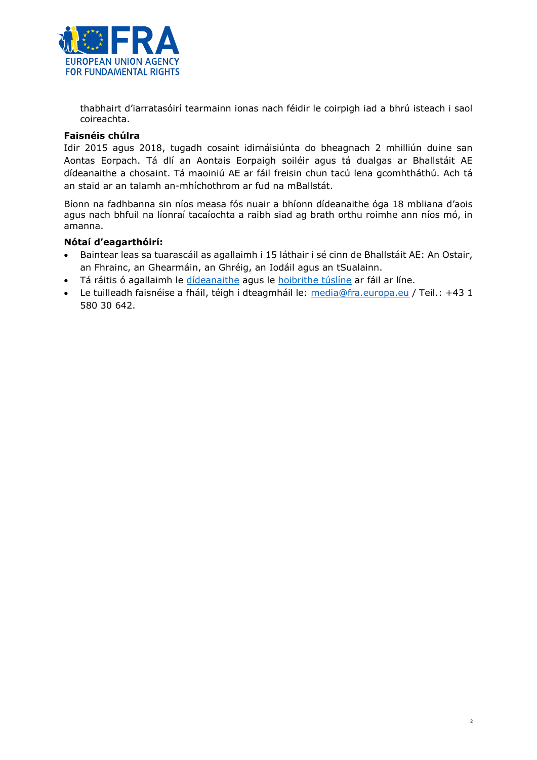thabhairt d'iarratasóirí tearmainn ionas nach féidir le coirpigh iad a bhrú isteach i saol coireachta.

**Faisnéis chúlra**

Idir 2015 agus 2018, tugadh cosaint idirnáisiúnta do bheagnach 2 mhilliún duine san Aontas Eorpach. Tá dlí an Aontais Eorpaigh soiléir agus tá dualgas ar Bhallstáit AE dídeanaithe a chosaint. Tá maoiniú AE ar fáil freisin chun tacú lena gcomhtháthú. Ach tá an staid ar an talamh an-mhíchothrom ar fud na mBallstát.

Bíonn na fadhbanna sin níos measa fós nuair a bhíonn dídeanaithe óga 18 mbliana d'aois agus nach bhfuil na líonraí tacaíochta a raibh siad ag brath orthu roimhe ann níos mó, in amanna.

**Nótaí d'eagarthóirí:**

- Baintear leas sa tuarascáil as agallaimh i 15 láthair i sé cinn de Bhallstáit AE: An Ostair, an Fhrainc, an Ghearmáin, an Ghréig, an Iodáil agus an tSualainn.
- Tá ráitis ó agallaimh le dídeanaithe agus le hoibrithe túslíne ar fáil ar líne.
- Le tuilleadh faisnéise a fháil, téigh i dteagmháil le: media@fra.europa.eu / Teil.: +43 1 580 30 642.